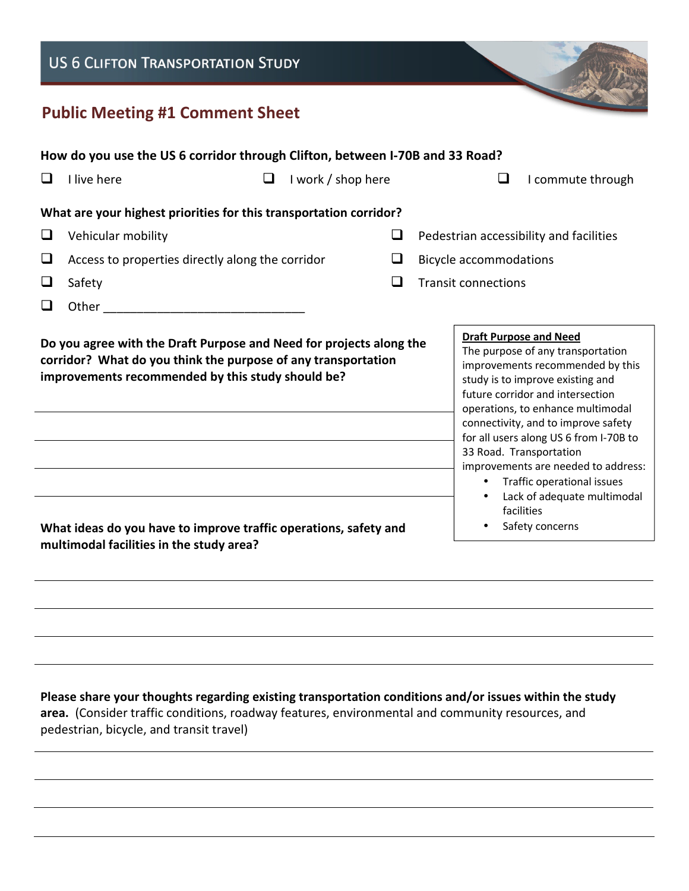# US 6 Clifton Transportation Study

## Public Meeting #1 Comment Sheet

**How do you use the US 6 corridor through Clifton, between I-70B and 33 Road?**

- [ ] I live here
- [ ] I work / shop here
- [ ] I commute through

**What are your highest priorities for this transportation corridor?**

- [ ] Vehicular mobility
- [ ] Access to properties directly along the corridor
- [ ] Safety
- [ ] Other ______________________________
- [ ] Pedestrian accessibility and facilities
- [ ] Bicycle accommodations
- [ ] Transit connections

**Do you agree with the Draft Purpose and Need for projects along the corridor? What do you think the purpose of any transportation improvements recommended by this study should be?**

> **Draft Purpose and Need**
>
> The purpose of any transportation improvements recommended by this study is to improve existing and future corridor and intersection operations, to enhance multimodal connectivity, and to improve safety for all users along US 6 from I-70B to 33 Road. Transportation improvements are needed to address:
>
> - Traffic operational issues
> - Lack of adequate multimodal facilities
> - Safety concerns

______________________________________________________________

______________________________________________________________

______________________________________________________________

______________________________________________________________

**What ideas do you have to improve traffic operations, safety and multimodal facilities in the study area?**

______________________________________________________________

______________________________________________________________

______________________________________________________________

______________________________________________________________

**Please share your thoughts regarding existing transportation conditions and/or issues within the study area.** (Consider traffic conditions, roadway features, environmental and community resources, and pedestrian, bicycle, and transit travel)

______________________________________________________________

______________________________________________________________

______________________________________________________________

______________________________________________________________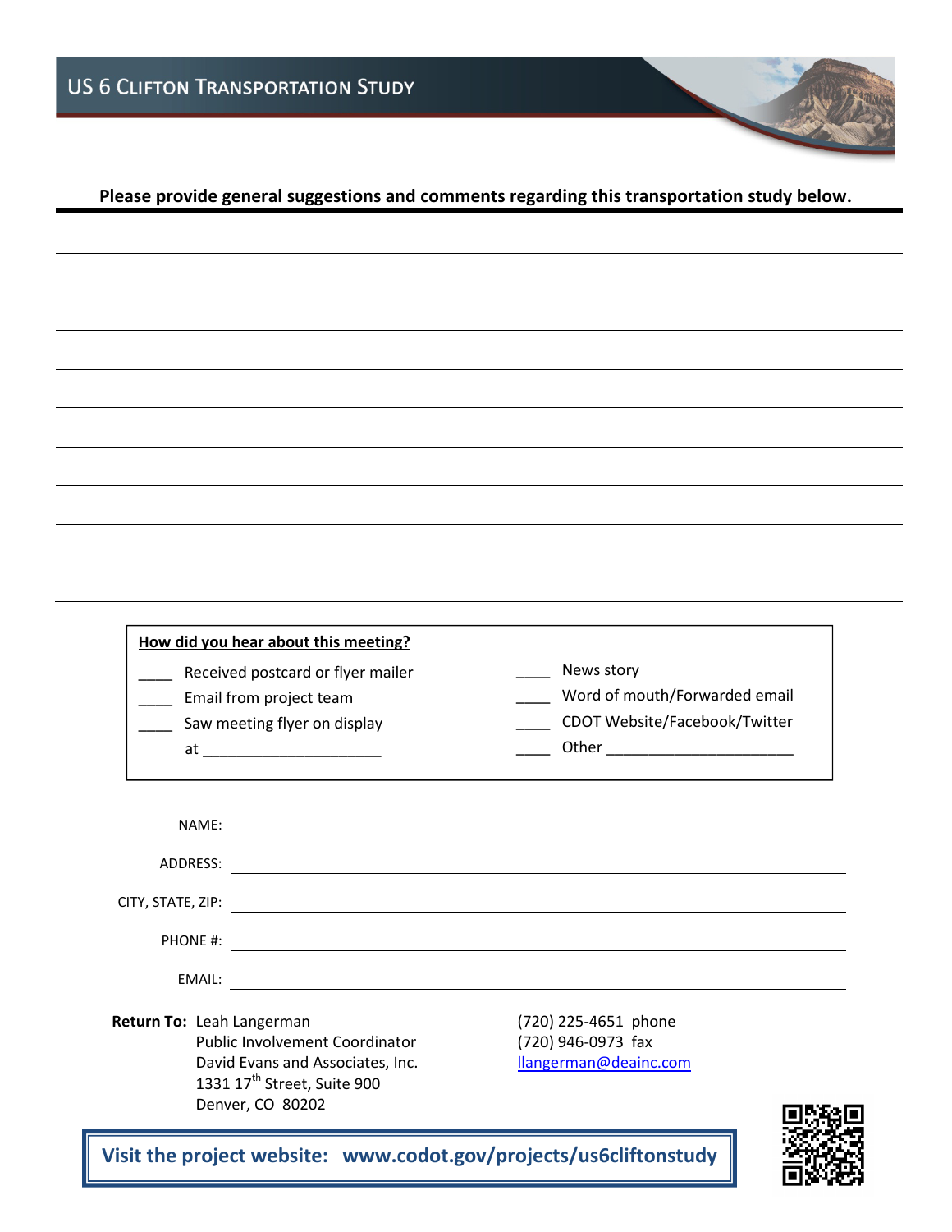# US 6 Clifton Transportation Study

**Please provide general suggestions and comments regarding this transportation study below.**

______________________________________________________________________________

______________________________________________________________________________

______________________________________________________________________________

______________________________________________________________________________

______________________________________________________________________________

______________________________________________________________________________

______________________________________________________________________________

______________________________________________________________________________

______________________________________________________________________________

______________________________________________________________________________

**How did you hear about this meeting?**

____ Received postcard or flyer mailer

____ Email from project team

____ Saw meeting flyer on display at ____________________

____ News story

____ Word of mouth/Forwarded email

____ CDOT Website/Facebook/Twitter

____ Other ____________________

NAME: ______________________________________________

ADDRESS: ______________________________________________

CITY, STATE, ZIP: ______________________________________________

PHONE #: ______________________________________________

EMAIL: ______________________________________________

**Return To:** Leah Langerman
Public Involvement Coordinator
David Evans and Associates, Inc.
1331 17th Street, Suite 900
Denver, CO 80202

(720) 225-4651 phone
(720) 946-0973 fax
llangerman@deainc.com

**Visit the project website: www.codot.gov/projects/us6cliftonstudy**